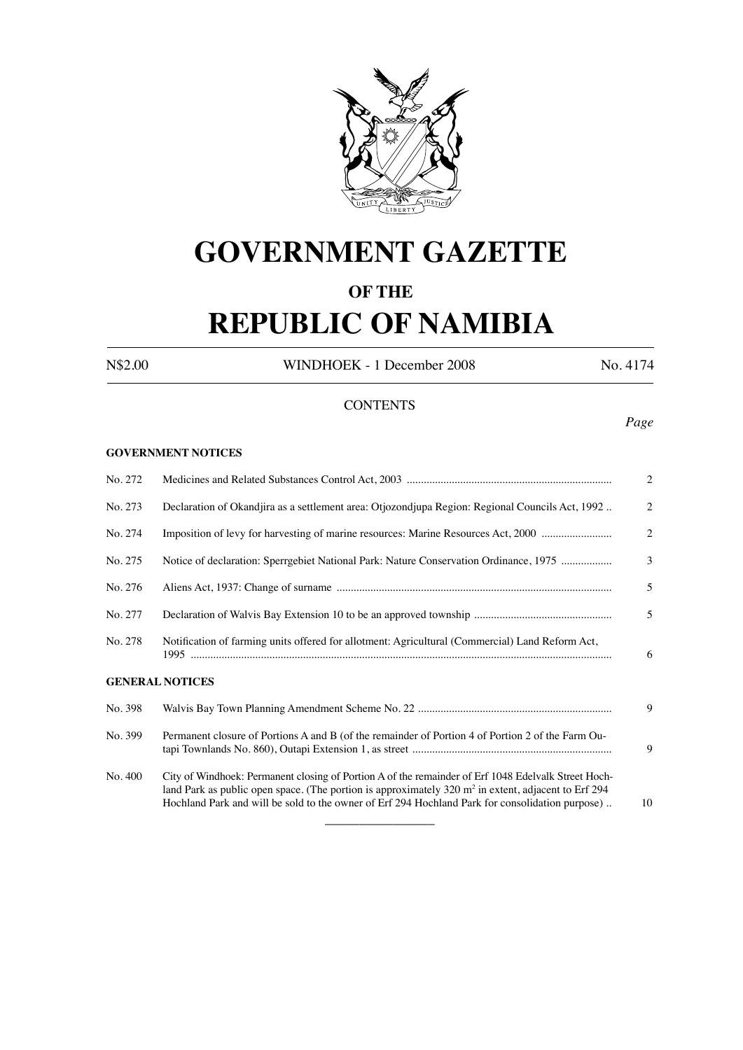# GOVERNMENT GAZETTE

## OF THE

# REPUBLIC OF NAMIBIA

N$2.00 WINDHOEK - 1 December 2008 No. 4174

## CONTENTS

*Page*

**GOVERNMENT NOTICES**

| | | |
|---|---|---|
| No. 272 | Medicines and Related Substances Control Act, 2003 | 2 |
| No. 273 | Declaration of Okandjira as a settlement area: Otjozondjupa Region: Regional Councils Act, 1992 | 2 |
| No. 274 | Imposition of levy for harvesting of marine resources: Marine Resources Act, 2000 | 2 |
| No. 275 | Notice of declaration: Sperrgebiet National Park: Nature Conservation Ordinance, 1975 | 3 |
| No. 276 | Aliens Act, 1937: Change of surname | 5 |
| No. 277 | Declaration of Walvis Bay Extension 10 to be an approved township | 5 |
| No. 278 | Notification of farming units offered for allotment: Agricultural (Commercial) Land Reform Act, 1995 | 6 |

**GENERAL NOTICES**

| | | |
|---|---|---|
| No. 398 | Walvis Bay Town Planning Amendment Scheme No. 22 | 9 |
| No. 399 | Permanent closure of Portions A and B (of the remainder of Portion 4 of Portion 2 of the Farm Outapi Townlands No. 860), Outapi Extension 1, as street | 9 |
| No. 400 | City of Windhoek: Permanent closing of Portion A of the remainder of Erf 1048 Edelvalk Street Hochland Park as public open space. (The portion is approximately 320 m² in extent, adjacent to Erf 294 Hochland Park and will be sold to the owner of Erf 294 Hochland Park for consolidation purpose) | 10 |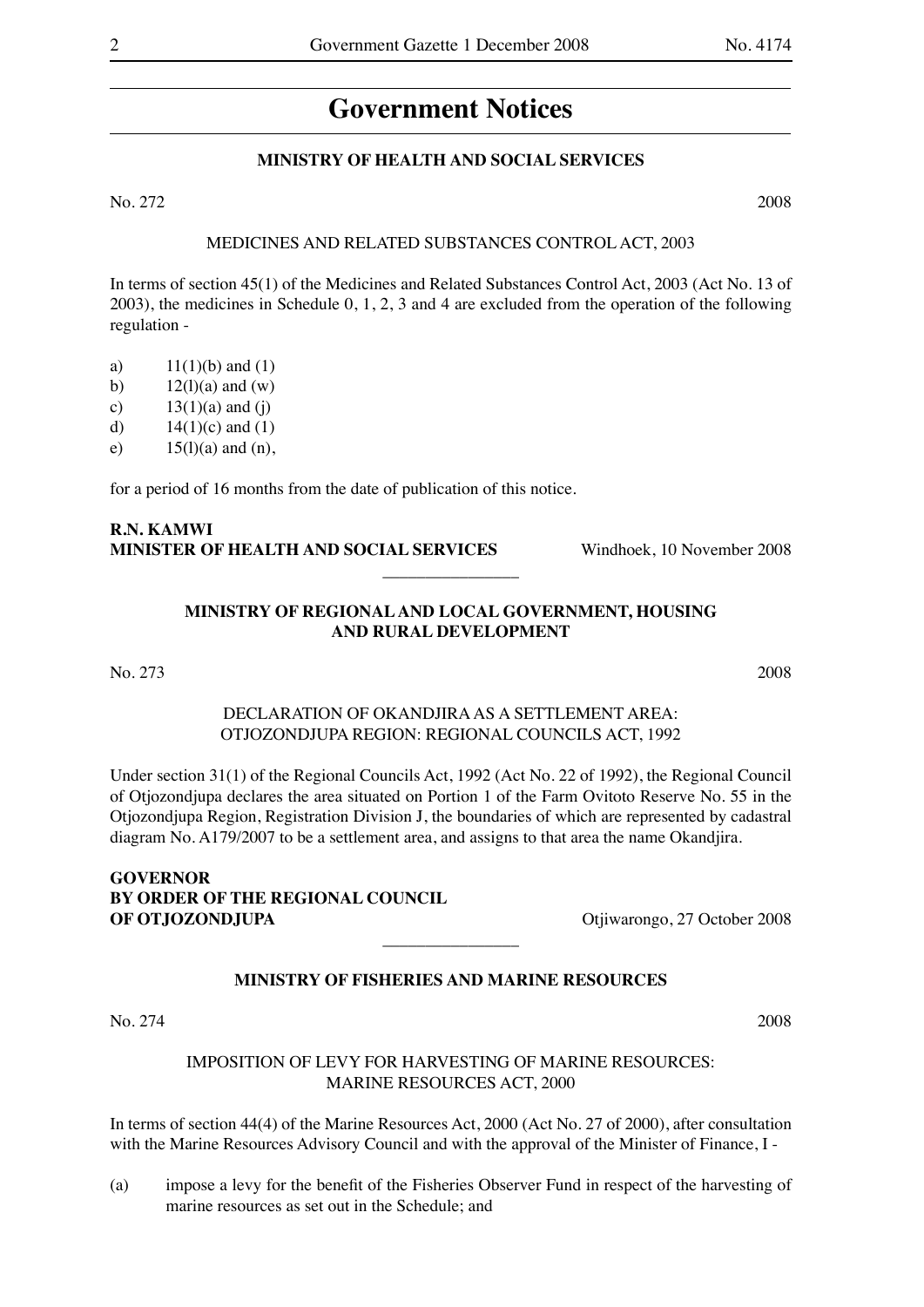# Government Notices

**MINISTRY OF HEALTH AND SOCIAL SERVICES**

No. 272 2008

MEDICINES AND RELATED SUBSTANCES CONTROL ACT, 2003

In terms of section 45(1) of the Medicines and Related Substances Control Act, 2003 (Act No. 13 of 2003), the medicines in Schedule 0, 1, 2, 3 and 4 are excluded from the operation of the following regulation -

a) 11(1)(b) and (1)
b) 12(l)(a) and (w)
c) 13(1)(a) and (j)
d) 14(1)(c) and (1)
e) 15(l)(a) and (n),

for a period of 16 months from the date of publication of this notice.

**R.N. KAMWI**
**MINISTER OF HEALTH AND SOCIAL SERVICES** Windhoek, 10 November 2008

---

**MINISTRY OF REGIONAL AND LOCAL GOVERNMENT, HOUSING AND RURAL DEVELOPMENT**

No. 273 2008

DECLARATION OF OKANDJIRA AS A SETTLEMENT AREA: OTJOZONDJUPA REGION: REGIONAL COUNCILS ACT, 1992

Under section 31(1) of the Regional Councils Act, 1992 (Act No. 22 of 1992), the Regional Council of Otjozondjupa declares the area situated on Portion 1 of the Farm Ovitoto Reserve No. 55 in the Otjozondjupa Region, Registration Division J, the boundaries of which are represented by cadastral diagram No. A179/2007 to be a settlement area, and assigns to that area the name Okandjira.

**GOVERNOR**
**BY ORDER OF THE REGIONAL COUNCIL**
**OF OTJOZONDJUPA** Otjiwarongo, 27 October 2008

---

**MINISTRY OF FISHERIES AND MARINE RESOURCES**

No. 274 2008

IMPOSITION OF LEVY FOR HARVESTING OF MARINE RESOURCES: MARINE RESOURCES ACT, 2000

In terms of section 44(4) of the Marine Resources Act, 2000 (Act No. 27 of 2000), after consultation with the Marine Resources Advisory Council and with the approval of the Minister of Finance, I -

(a) impose a levy for the benefit of the Fisheries Observer Fund in respect of the harvesting of marine resources as set out in the Schedule; and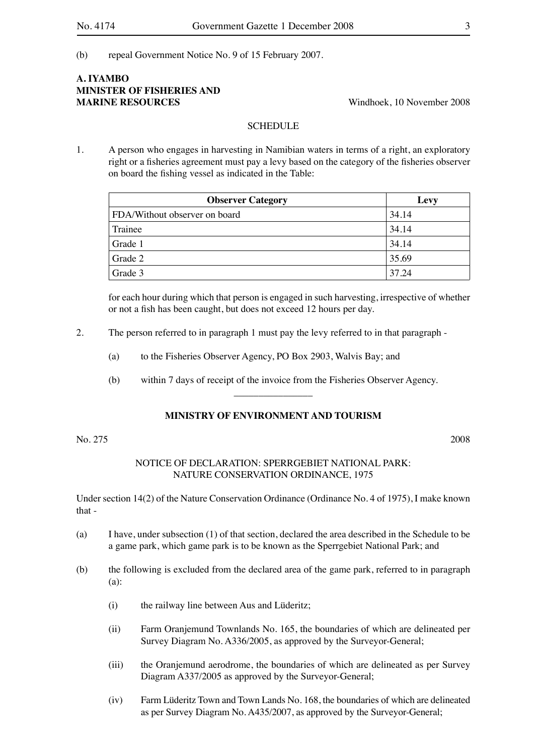(b) repeal Government Notice No. 9 of 15 February 2007.

**A. IYAMBO**
**MINISTER OF FISHERIES AND MARINE RESOURCES**

Windhoek, 10 November 2008

SCHEDULE

1. A person who engages in harvesting in Namibian waters in terms of a right, an exploratory right or a fisheries agreement must pay a levy based on the category of the fisheries observer on board the fishing vessel as indicated in the Table:

| Observer Category | Levy |
|---|---|
| FDA/Without observer on board | 34.14 |
| Trainee | 34.14 |
| Grade 1 | 34.14 |
| Grade 2 | 35.69 |
| Grade 3 | 37.24 |

for each hour during which that person is engaged in such harvesting, irrespective of whether or not a fish has been caught, but does not exceed 12 hours per day.

2. The person referred to in paragraph 1 must pay the levy referred to in that paragraph -

   (a) to the Fisheries Observer Agency, PO Box 2903, Walvis Bay; and

   (b) within 7 days of receipt of the invoice from the Fisheries Observer Agency.

---

## MINISTRY OF ENVIRONMENT AND TOURISM

No. 275 2008

NOTICE OF DECLARATION: SPERRGEBIET NATIONAL PARK: NATURE CONSERVATION ORDINANCE, 1975

Under section 14(2) of the Nature Conservation Ordinance (Ordinance No. 4 of 1975), I make known that -

(a) I have, under subsection (1) of that section, declared the area described in the Schedule to be a game park, which game park is to be known as the Sperrgebiet National Park; and

(b) the following is excluded from the declared area of the game park, referred to in paragraph (a):

   (i) the railway line between Aus and Lüderitz;

   (ii) Farm Oranjemund Townlands No. 165, the boundaries of which are delineated per Survey Diagram No. A336/2005, as approved by the Surveyor-General;

   (iii) the Oranjemund aerodrome, the boundaries of which are delineated as per Survey Diagram A337/2005 as approved by the Surveyor-General;

   (iv) Farm Lüderitz Town and Town Lands No. 168, the boundaries of which are delineated as per Survey Diagram No. A435/2007, as approved by the Surveyor-General;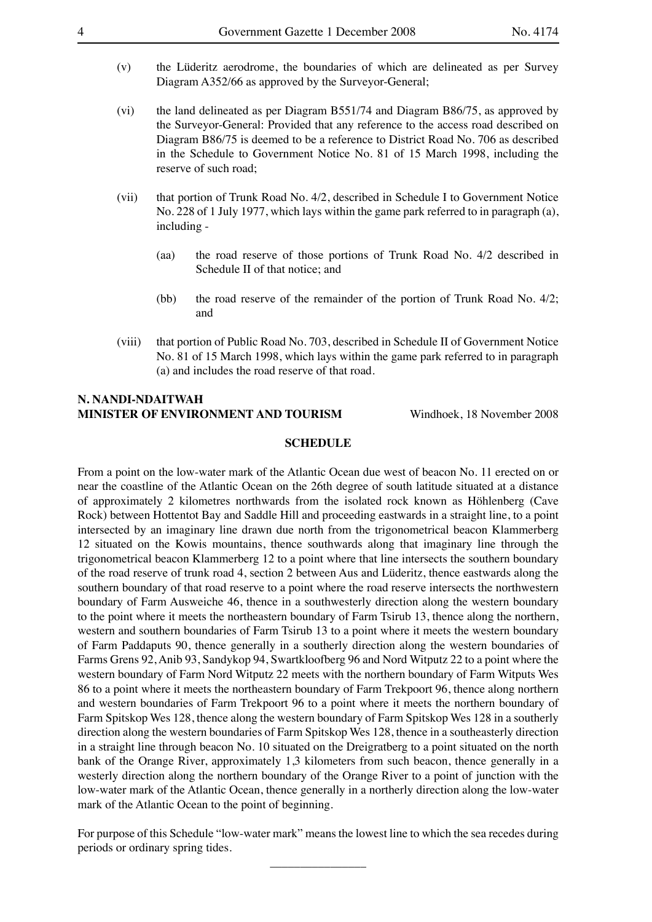(v) the Lüderitz aerodrome, the boundaries of which are delineated as per Survey Diagram A352/66 as approved by the Surveyor-General;

(vi) the land delineated as per Diagram B551/74 and Diagram B86/75, as approved by the Surveyor-General: Provided that any reference to the access road described on Diagram B86/75 is deemed to be a reference to District Road No. 706 as described in the Schedule to Government Notice No. 81 of 15 March 1998, including the reserve of such road;

(vii) that portion of Trunk Road No. 4/2, described in Schedule I to Government Notice No. 228 of 1 July 1977, which lays within the game park referred to in paragraph (a), including -

(aa) the road reserve of those portions of Trunk Road No. 4/2 described in Schedule II of that notice; and

(bb) the road reserve of the remainder of the portion of Trunk Road No. 4/2; and

(viii) that portion of Public Road No. 703, described in Schedule II of Government Notice No. 81 of 15 March 1998, which lays within the game park referred to in paragraph (a) and includes the road reserve of that road.

**N. NANDI-NDAITWAH**
**MINISTER OF ENVIRONMENT AND TOURISM** Windhoek, 18 November 2008

**SCHEDULE**

From a point on the low-water mark of the Atlantic Ocean due west of beacon No. 11 erected on or near the coastline of the Atlantic Ocean on the 26th degree of south latitude situated at a distance of approximately 2 kilometres northwards from the isolated rock known as Höhlenberg (Cave Rock) between Hottentot Bay and Saddle Hill and proceeding eastwards in a straight line, to a point intersected by an imaginary line drawn due north from the trigonometrical beacon Klammerberg 12 situated on the Kowis mountains, thence southwards along that imaginary line through the trigonometrical beacon Klammerberg 12 to a point where that line intersects the southern boundary of the road reserve of trunk road 4, section 2 between Aus and Lüderitz, thence eastwards along the southern boundary of that road reserve to a point where the road reserve intersects the northwestern boundary of Farm Ausweiche 46, thence in a southwesterly direction along the western boundary to the point where it meets the northeastern boundary of Farm Tsirub 13, thence along the northern, western and southern boundaries of Farm Tsirub 13 to a point where it meets the western boundary of Farm Paddaputs 90, thence generally in a southerly direction along the western boundaries of Farms Grens 92, Anib 93, Sandykop 94, Swartkloofberg 96 and Nord Witputz 22 to a point where the western boundary of Farm Nord Witputz 22 meets with the northern boundary of Farm Witputs Wes 86 to a point where it meets the northeastern boundary of Farm Trekpoort 96, thence along northern and western boundaries of Farm Trekpoort 96 to a point where it meets the northern boundary of Farm Spitskop Wes 128, thence along the western boundary of Farm Spitskop Wes 128 in a southerly direction along the western boundaries of Farm Spitskop Wes 128, thence in a southeasterly direction in a straight line through beacon No. 10 situated on the Dreigratberg to a point situated on the north bank of the Orange River, approximately 1,3 kilometers from such beacon, thence generally in a westerly direction along the northern boundary of the Orange River to a point of junction with the low-water mark of the Atlantic Ocean, thence generally in a northerly direction along the low-water mark of the Atlantic Ocean to the point of beginning.

For purpose of this Schedule "low-water mark" means the lowest line to which the sea recedes during periods or ordinary spring tides.

---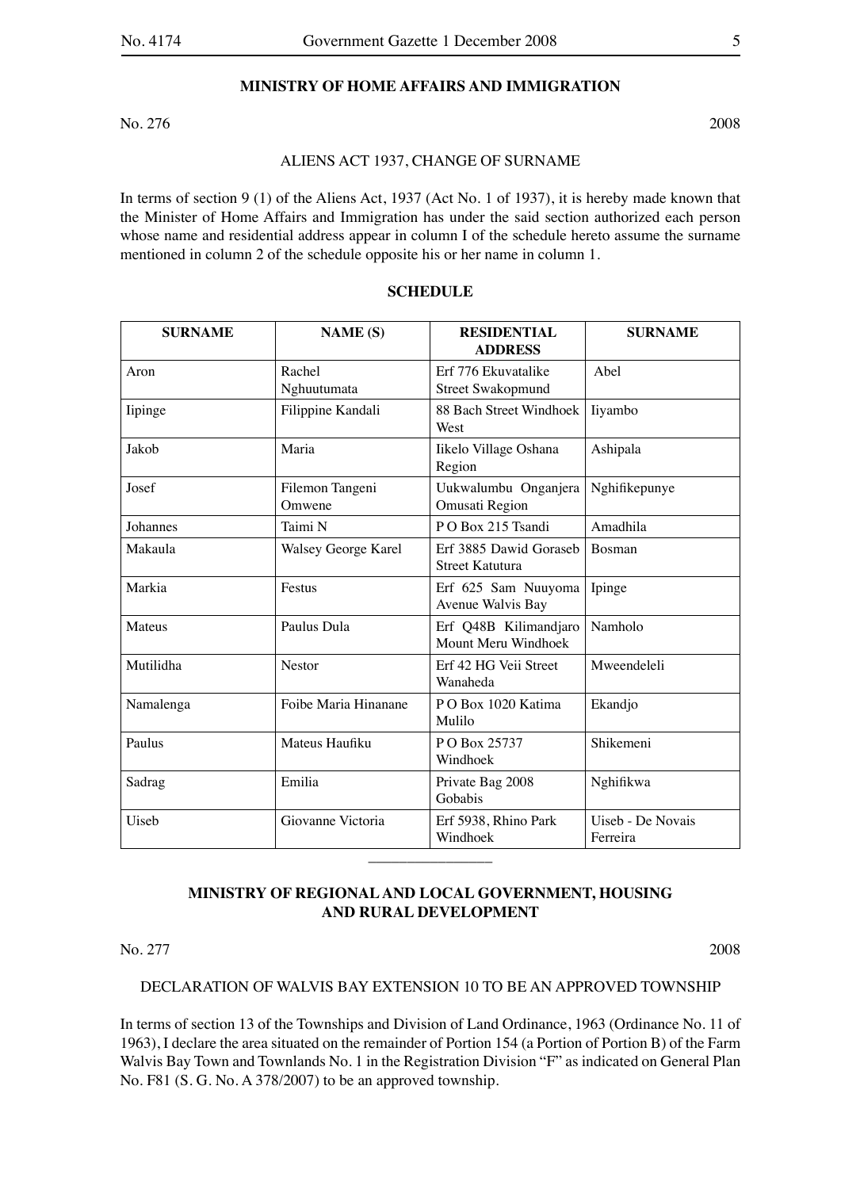## MINISTRY OF HOME AFFAIRS AND IMMIGRATION

No. 276 2008

ALIENS ACT 1937, CHANGE OF SURNAME

In terms of section 9 (1) of the Aliens Act, 1937 (Act No. 1 of 1937), it is hereby made known that the Minister of Home Affairs and Immigration has under the said section authorized each person whose name and residential address appear in column I of the schedule hereto assume the surname mentioned in column 2 of the schedule opposite his or her name in column 1.

**SCHEDULE**

| SURNAME | NAME (S) | RESIDENTIAL ADDRESS | SURNAME |
|---|---|---|---|
| Aron | Rachel Nghuutumata | Erf 776 Ekuvatalike Street Swakopmund | Abel |
| Iipinge | Filippine Kandali | 88 Bach Street Windhoek West | Iiyambo |
| Jakob | Maria | Iikelo Village Oshana Region | Ashipala |
| Josef | Filemon Tangeni Omwene | Uukwalumbu Onganjera Omusati Region | Nghifikepunye |
| Johannes | Taimi N | P O Box 215 Tsandi | Amadhila |
| Makaula | Walsey George Karel | Erf 3885 Dawid Goraseb Street Katutura | Bosman |
| Markia | Festus | Erf 625 Sam Nuuyoma Avenue Walvis Bay | Ipinge |
| Mateus | Paulus Dula | Erf Q48B Kilimandjaro Mount Meru Windhoek | Namholo |
| Mutilidha | Nestor | Erf 42 HG Veii Street Wanaheda | Mweendeleli |
| Namalenga | Foibe Maria Hinanane | P O Box 1020 Katima Mulilo | Ekandjo |
| Paulus | Mateus Haufiku | P O Box 25737 Windhoek | Shikemeni |
| Sadrag | Emilia | Private Bag 2008 Gobabis | Nghifikwa |
| Uiseb | Giovanne Victoria | Erf 5938, Rhino Park Windhoek | Uiseb - De Novais Ferreira |

---

## MINISTRY OF REGIONAL AND LOCAL GOVERNMENT, HOUSING AND RURAL DEVELOPMENT

No. 277 2008

DECLARATION OF WALVIS BAY EXTENSION 10 TO BE AN APPROVED TOWNSHIP

In terms of section 13 of the Townships and Division of Land Ordinance, 1963 (Ordinance No. 11 of 1963), I declare the area situated on the remainder of Portion 154 (a Portion of Portion B) of the Farm Walvis Bay Town and Townlands No. 1 in the Registration Division "F" as indicated on General Plan No. F81 (S. G. No. A 378/2007) to be an approved township.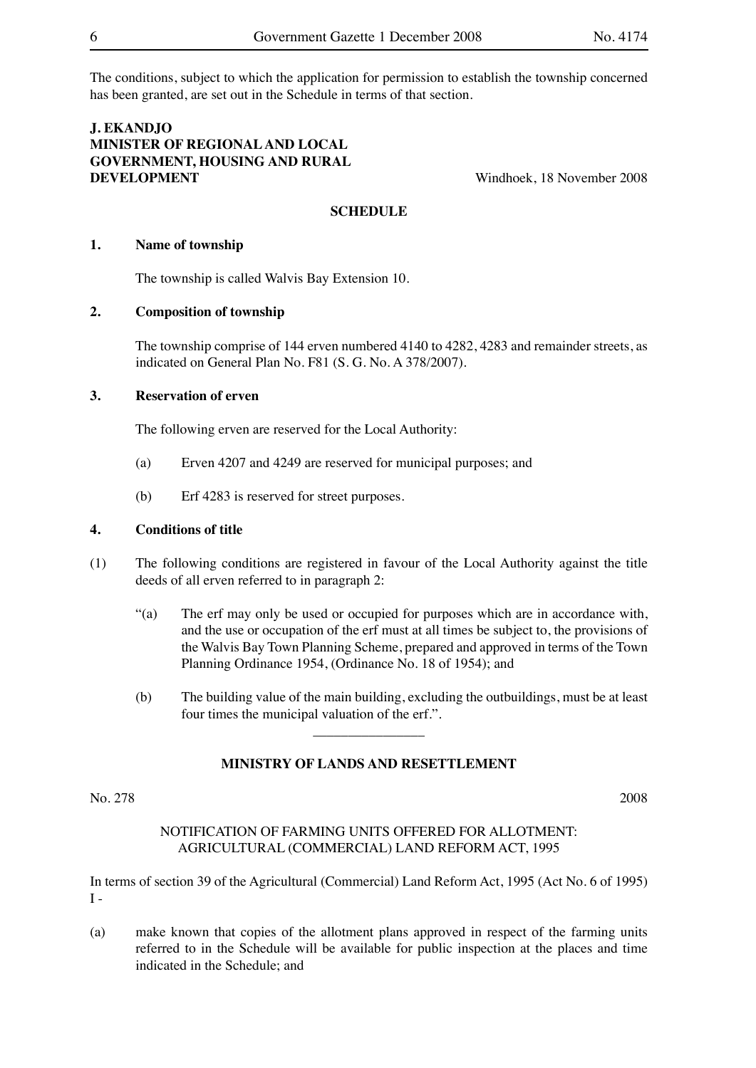The conditions, subject to which the application for permission to establish the township concerned has been granted, are set out in the Schedule in terms of that section.

**J. EKANDJO**
**MINISTER OF REGIONAL AND LOCAL GOVERNMENT, HOUSING AND RURAL DEVELOPMENT**

Windhoek, 18 November 2008

**SCHEDULE**

**1. Name of township**

The township is called Walvis Bay Extension 10.

**2. Composition of township**

The township comprise of 144 erven numbered 4140 to 4282, 4283 and remainder streets, as indicated on General Plan No. F81 (S. G. No. A 378/2007).

**3. Reservation of erven**

The following erven are reserved for the Local Authority:

(a) Erven 4207 and 4249 are reserved for municipal purposes; and

(b) Erf 4283 is reserved for street purposes.

**4. Conditions of title**

(1) The following conditions are registered in favour of the Local Authority against the title deeds of all erven referred to in paragraph 2:

"(a) The erf may only be used or occupied for purposes which are in accordance with, and the use or occupation of the erf must at all times be subject to, the provisions of the Walvis Bay Town Planning Scheme, prepared and approved in terms of the Town Planning Ordinance 1954, (Ordinance No. 18 of 1954); and

(b) The building value of the main building, excluding the outbuildings, must be at least four times the municipal valuation of the erf.".

---

**MINISTRY OF LANDS AND RESETTLEMENT**

No. 278 2008

NOTIFICATION OF FARMING UNITS OFFERED FOR ALLOTMENT: AGRICULTURAL (COMMERCIAL) LAND REFORM ACT, 1995

In terms of section 39 of the Agricultural (Commercial) Land Reform Act, 1995 (Act No. 6 of 1995) I -

(a) make known that copies of the allotment plans approved in respect of the farming units referred to in the Schedule will be available for public inspection at the places and time indicated in the Schedule; and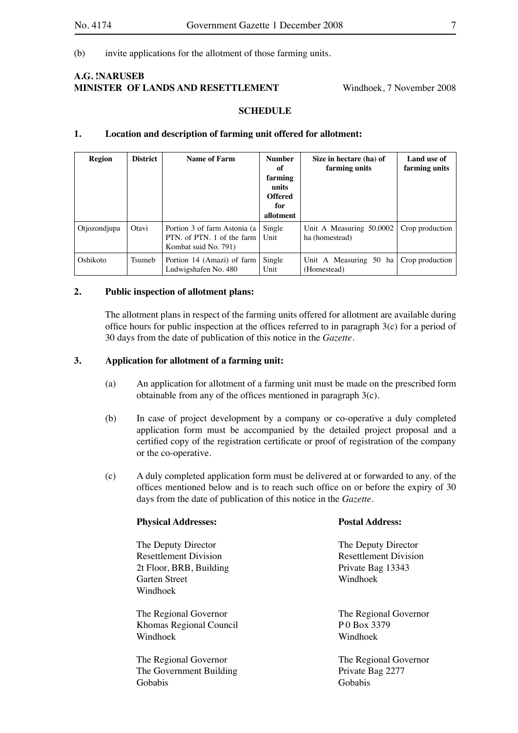(b) invite applications for the allotment of those farming units.

**A.G. !NARUSEB**
**MINISTER OF LANDS AND RESETTLEMENT** Windhoek, 7 November 2008

**SCHEDULE**

**1. Location and description of farming unit offered for allotment:**

| Region | District | Name of Farm | Number of farming units Offered for allotment | Size in hectare (ha) of farming units | Land use of farming units |
|---|---|---|---|---|---|
| Otjozondjupa | Otavi | Portion 3 of farm Astonia (a PTN. of PTN. 1 of the farm Kombat suid No. 791) | Single Unit | Unit A Measuring 50.0002 ha (homestead) | Crop production |
| Oshikoto | Tsumeb | Portion 14 (Amazi) of farm Ludwigshafen No. 480 | Single Unit | Unit A Measuring 50 ha (Homestead) | Crop production |

**2. Public inspection of allotment plans:**

The allotment plans in respect of the farming units offered for allotment are available during office hours for public inspection at the offices referred to in paragraph 3(c) for a period of 30 days from the date of publication of this notice in the *Gazette*.

**3. Application for allotment of a farming unit:**

(a) An application for allotment of a farming unit must be made on the prescribed form obtainable from any of the offices mentioned in paragraph 3(c).

(b) In case of project development by a company or co-operative a duly completed application form must be accompanied by the detailed project proposal and a certified copy of the registration certificate or proof of registration of the company or the co-operative.

(c) A duly completed application form must be delivered at or forwarded to any. of the offices mentioned below and is to reach such office on or before the expiry of 30 days from the date of publication of this notice in the *Gazette*.

| **Physical Addresses:** | **Postal Address:** |
|---|---|
| The Deputy Director<br>Resettlement Division<br>2t Floor, BRB, Building<br>Garten Street<br>Windhoek | The Deputy Director<br>Resettlement Division<br>Private Bag 13343<br>Windhoek |
| The Regional Governor<br>Khomas Regional Council<br>Windhoek | The Regional Governor<br>P 0 Box 3379<br>Windhoek |
| The Regional Governor<br>The Government Building<br>Gobabis | The Regional Governor<br>Private Bag 2277<br>Gobabis |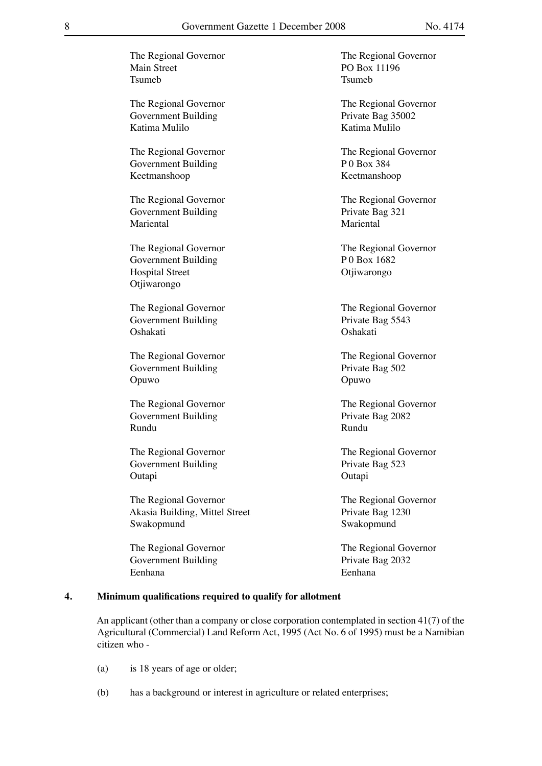The Regional Governor
Main Street
Tsumeb

The Regional Governor
PO Box 11196
Tsumeb

The Regional Governor
Government Building
Katima Mulilo

The Regional Governor
Private Bag 35002
Katima Mulilo

The Regional Governor
Government Building
Keetmanshoop

The Regional Governor
P 0 Box 384
Keetmanshoop

The Regional Governor
Government Building
Mariental

The Regional Governor
Private Bag 321
Mariental

The Regional Governor
Government Building
Hospital Street
Otjiwarongo

The Regional Governor
P 0 Box 1682
Otjiwarongo

The Regional Governor
Government Building
Oshakati

The Regional Governor
Private Bag 5543
Oshakati

The Regional Governor
Government Building
Opuwo

The Regional Governor
Private Bag 502
Opuwo

The Regional Governor
Government Building
Rundu

The Regional Governor
Private Bag 2082
Rundu

The Regional Governor
Government Building
Outapi

The Regional Governor
Private Bag 523
Outapi

The Regional Governor
Akasia Building, Mittel Street
Swakopmund

The Regional Governor
Private Bag 1230
Swakopmund

The Regional Governor
Government Building
Eenhana

The Regional Governor
Private Bag 2032
Eenhana

**4. Minimum qualifications required to qualify for allotment**

An applicant (other than a company or close corporation contemplated in section 41(7) of the Agricultural (Commercial) Land Reform Act, 1995 (Act No. 6 of 1995) must be a Namibian citizen who -

(a) is 18 years of age or older;

(b) has a background or interest in agriculture or related enterprises;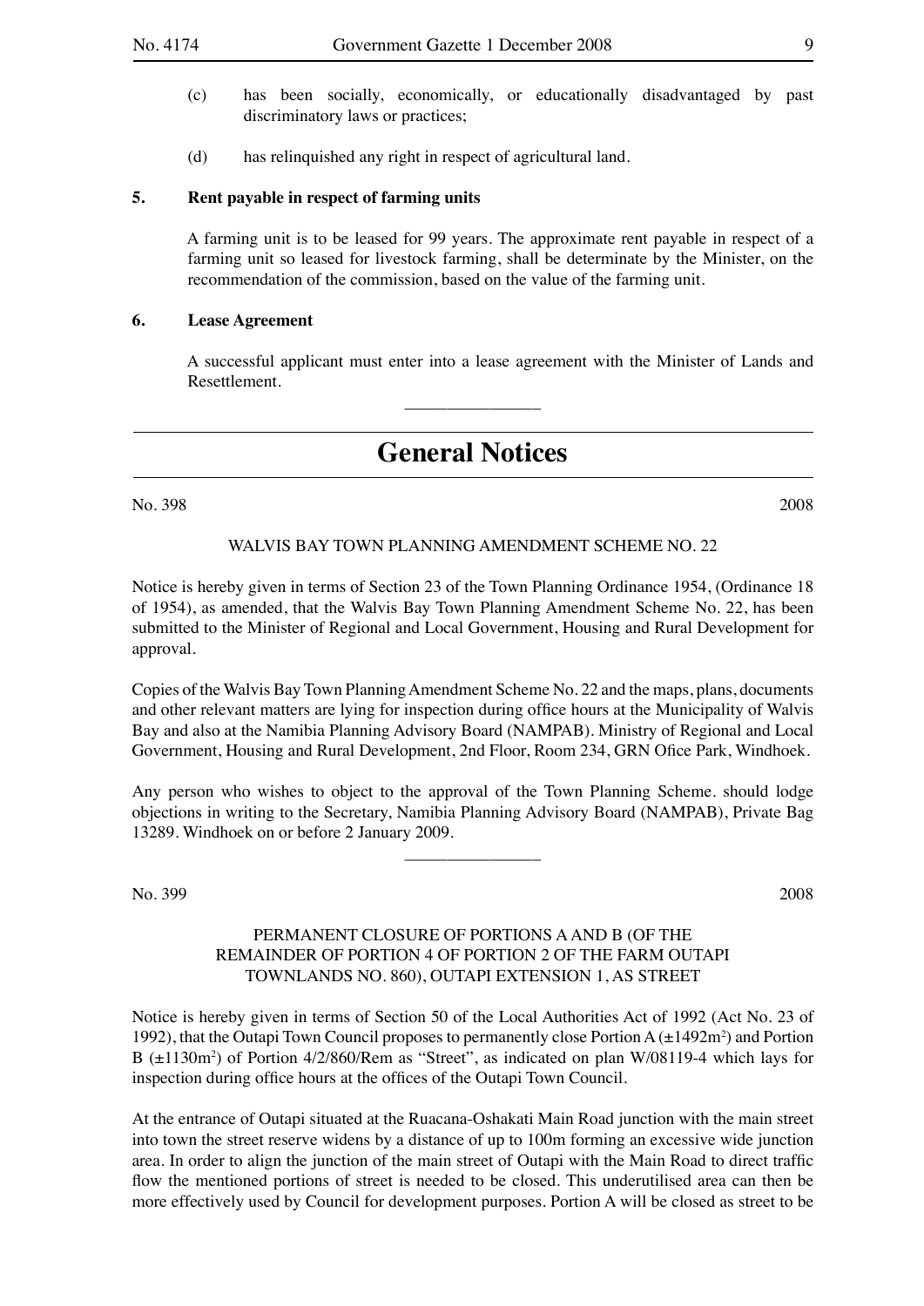(c) has been socially, economically, or educationally disadvantaged by past discriminatory laws or practices;

(d) has relinquished any right in respect of agricultural land.

**5. Rent payable in respect of farming units**

A farming unit is to be leased for 99 years. The approximate rent payable in respect of a farming unit so leased for livestock farming, shall be determinate by the Minister, on the recommendation of the commission, based on the value of the farming unit.

**6. Lease Agreement**

A successful applicant must enter into a lease agreement with the Minister of Lands and Resettlement.

---

# General Notices

No. 398 2008

WALVIS BAY TOWN PLANNING AMENDMENT SCHEME NO. 22

Notice is hereby given in terms of Section 23 of the Town Planning Ordinance 1954, (Ordinance 18 of 1954), as amended, that the Walvis Bay Town Planning Amendment Scheme No. 22, has been submitted to the Minister of Regional and Local Government, Housing and Rural Development for approval.

Copies of the Walvis Bay Town Planning Amendment Scheme No. 22 and the maps, plans, documents and other relevant matters are lying for inspection during office hours at the Municipality of Walvis Bay and also at the Namibia Planning Advisory Board (NAMPAB). Ministry of Regional and Local Government, Housing and Rural Development, 2nd Floor, Room 234, GRN Ofice Park, Windhoek.

Any person who wishes to object to the approval of the Town Planning Scheme. should lodge objections in writing to the Secretary, Namibia Planning Advisory Board (NAMPAB), Private Bag 13289. Windhoek on or before 2 January 2009.

---

No. 399 2008

PERMANENT CLOSURE OF PORTIONS A AND B (OF THE REMAINDER OF PORTION 4 OF PORTION 2 OF THE FARM OUTAPI TOWNLANDS NO. 860), OUTAPI EXTENSION 1, AS STREET

Notice is hereby given in terms of Section 50 of the Local Authorities Act of 1992 (Act No. 23 of 1992), that the Outapi Town Council proposes to permanently close Portion A (±1492m$^2$) and Portion B (±1130m$^2$) of Portion 4/2/860/Rem as "Street", as indicated on plan W/08119-4 which lays for inspection during office hours at the offices of the Outapi Town Council.

At the entrance of Outapi situated at the Ruacana-Oshakati Main Road junction with the main street into town the street reserve widens by a distance of up to 100m forming an excessive wide junction area. In order to align the junction of the main street of Outapi with the Main Road to direct traffic flow the mentioned portions of street is needed to be closed. This underutilised area can then be more effectively used by Council for development purposes. Portion A will be closed as street to be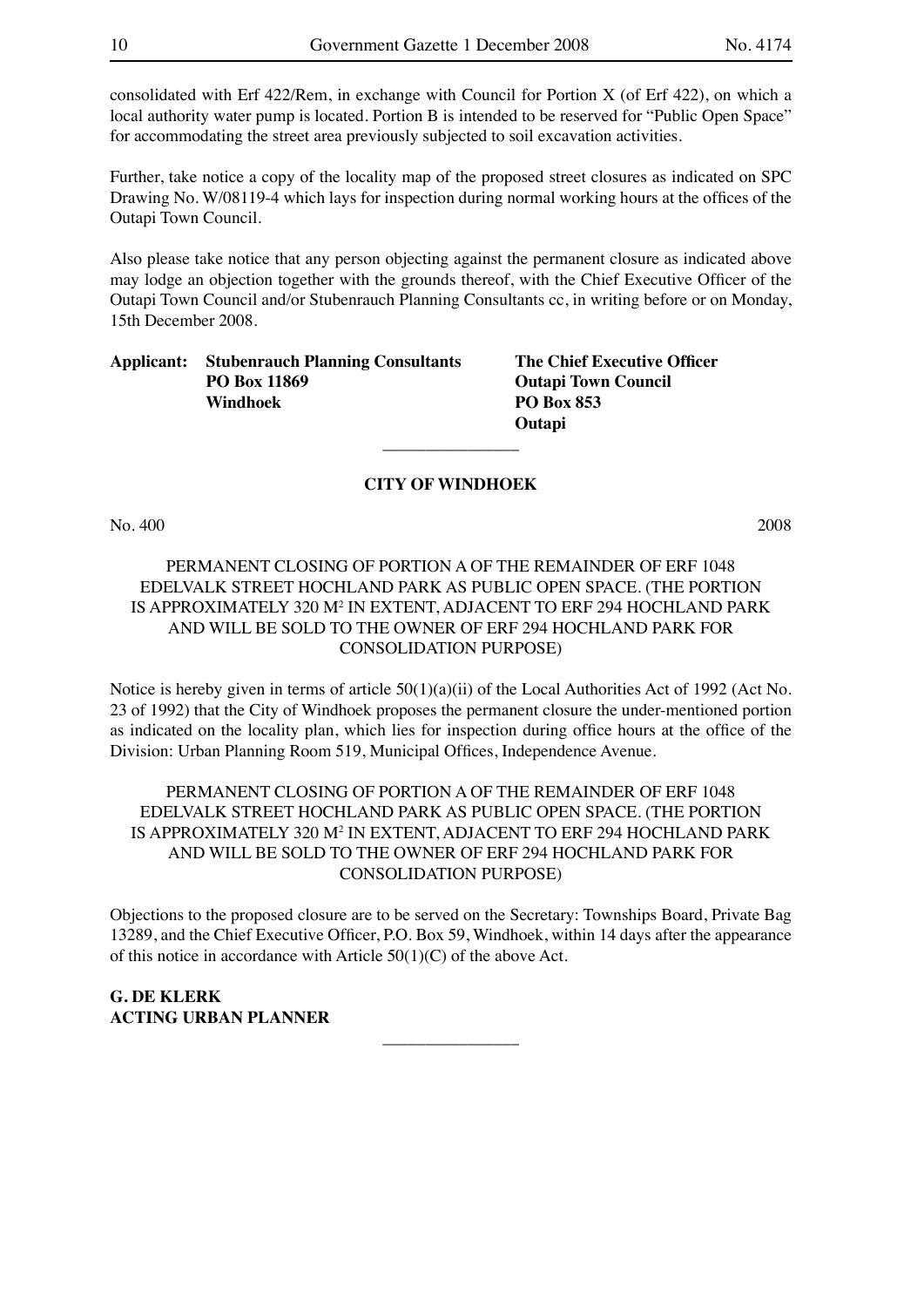consolidated with Erf 422/Rem, in exchange with Council for Portion X (of Erf 422), on which a local authority water pump is located. Portion B is intended to be reserved for "Public Open Space" for accommodating the street area previously subjected to soil excavation activities.

Further, take notice a copy of the locality map of the proposed street closures as indicated on SPC Drawing No. W/08119-4 which lays for inspection during normal working hours at the offices of the Outapi Town Council.

Also please take notice that any person objecting against the permanent closure as indicated above may lodge an objection together with the grounds thereof, with the Chief Executive Officer of the Outapi Town Council and/or Stubenrauch Planning Consultants cc, in writing before or on Monday, 15th December 2008.

**Applicant: Stubenrauch Planning Consultants**
**PO Box 11869**
**Windhoek**

**The Chief Executive Officer**
**Outapi Town Council**
**PO Box 853**
**Outapi**

---

## CITY OF WINDHOEK

No. 400 2008

PERMANENT CLOSING OF PORTION A OF THE REMAINDER OF ERF 1048 EDELVALK STREET HOCHLAND PARK AS PUBLIC OPEN SPACE. (THE PORTION IS APPROXIMATELY 320 $M^2$ IN EXTENT, ADJACENT TO ERF 294 HOCHLAND PARK AND WILL BE SOLD TO THE OWNER OF ERF 294 HOCHLAND PARK FOR CONSOLIDATION PURPOSE)

Notice is hereby given in terms of article 50(1)(a)(ii) of the Local Authorities Act of 1992 (Act No. 23 of 1992) that the City of Windhoek proposes the permanent closure the under-mentioned portion as indicated on the locality plan, which lies for inspection during office hours at the office of the Division: Urban Planning Room 519, Municipal Offices, Independence Avenue.

PERMANENT CLOSING OF PORTION A OF THE REMAINDER OF ERF 1048 EDELVALK STREET HOCHLAND PARK AS PUBLIC OPEN SPACE. (THE PORTION IS APPROXIMATELY 320 $M^2$ IN EXTENT, ADJACENT TO ERF 294 HOCHLAND PARK AND WILL BE SOLD TO THE OWNER OF ERF 294 HOCHLAND PARK FOR CONSOLIDATION PURPOSE)

Objections to the proposed closure are to be served on the Secretary: Townships Board, Private Bag 13289, and the Chief Executive Officer, P.O. Box 59, Windhoek, within 14 days after the appearance of this notice in accordance with Article 50(1)(C) of the above Act.

**G. DE KLERK**
**ACTING URBAN PLANNER**

---